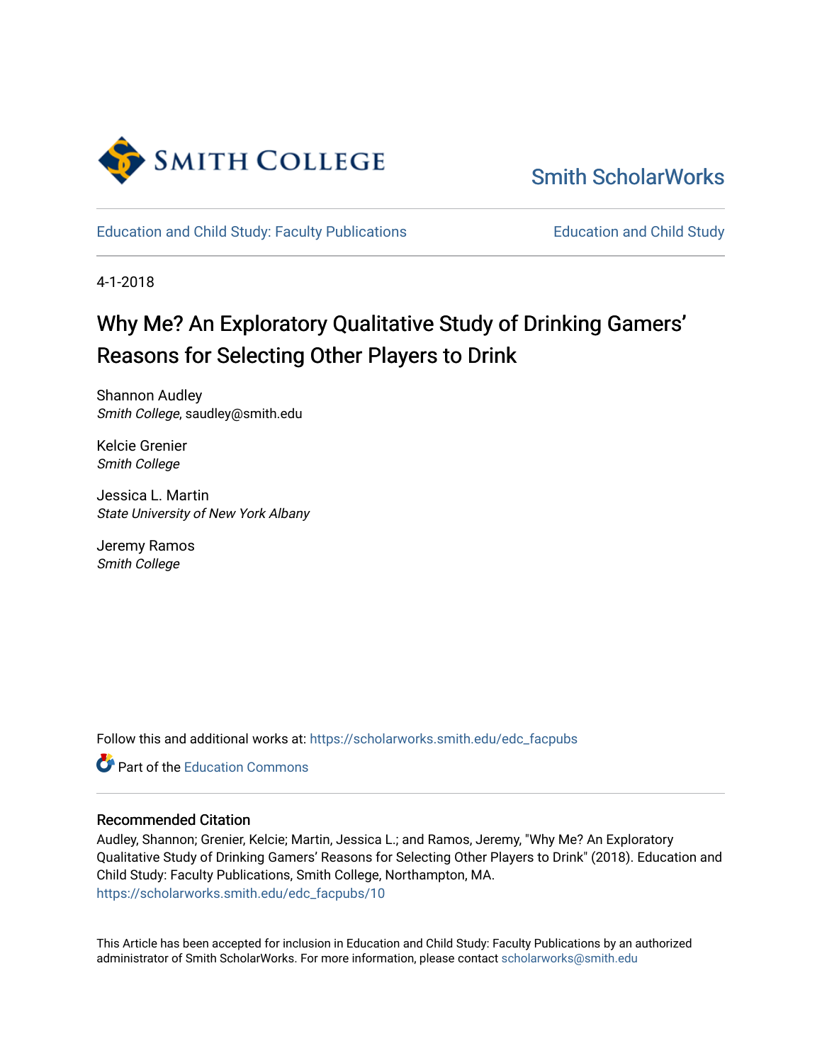Smith ScholarWorks

Education and Child Study: Faculty Publications

Education and Child Study

4-1-2018

# Why Me? An Exploratory Qualitative Study of Drinking Gamers' Reasons for Selecting Other Players to Drink

Shannon Audley
*Smith College*, saudley@smith.edu

Kelcie Grenier
*Smith College*

Jessica L. Martin
*State University of New York Albany*

Jeremy Ramos
*Smith College*

Follow this and additional works at: https://scholarworks.smith.edu/edc_facpubs

Part of the Education Commons

## Recommended Citation

Audley, Shannon; Grenier, Kelcie; Martin, Jessica L.; and Ramos, Jeremy, "Why Me? An Exploratory Qualitative Study of Drinking Gamers' Reasons for Selecting Other Players to Drink" (2018). Education and Child Study: Faculty Publications, Smith College, Northampton, MA.
https://scholarworks.smith.edu/edc_facpubs/10

This Article has been accepted for inclusion in Education and Child Study: Faculty Publications by an authorized administrator of Smith ScholarWorks. For more information, please contact scholarworks@smith.edu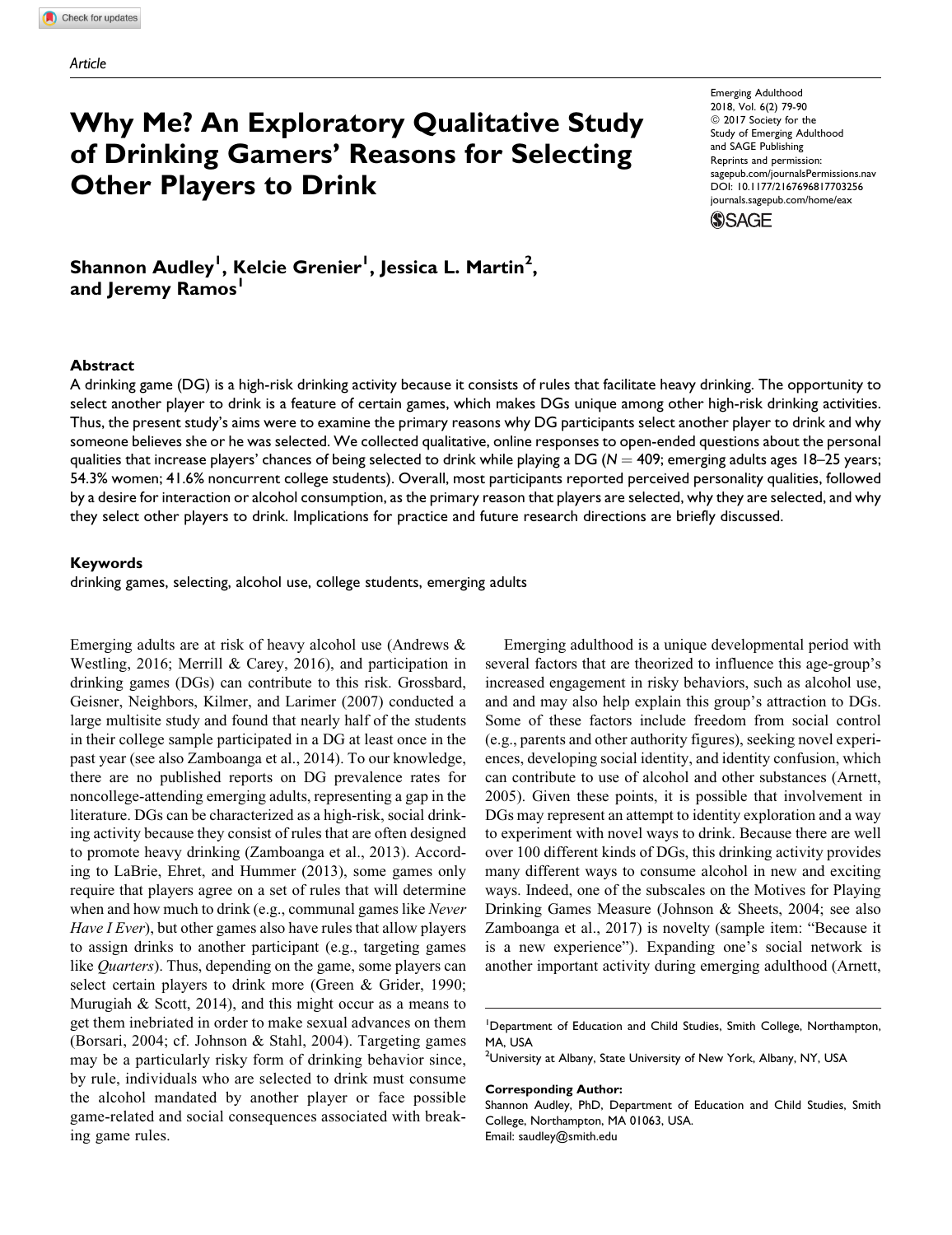Article

# Why Me? An Exploratory Qualitative Study of Drinking Gamers' Reasons for Selecting Other Players to Drink

Emerging Adulthood
2018, Vol. 6(2) 79-90
© 2017 Society for the Study of Emerging Adulthood and SAGE Publishing
Reprints and permission: sagepub.com/journalsPermissions.nav
DOI: 10.1177/2167696817703256
journals.sagepub.com/home/eax

**Shannon Audley[1], Kelcie Grenier[1], Jessica L. Martin[2], and Jeremy Ramos[1]**

## Abstract

A drinking game (DG) is a high-risk drinking activity because it consists of rules that facilitate heavy drinking. The opportunity to select another player to drink is a feature of certain games, which makes DGs unique among other high-risk drinking activities. Thus, the present study's aims were to examine the primary reasons why DG participants select another player to drink and why someone believes she or he was selected. We collected qualitative, online responses to open-ended questions about the personal qualities that increase players' chances of being selected to drink while playing a DG ($N = 409$; emerging adults ages 18–25 years; 54.3% women; 41.6% noncurrent college students). Overall, most participants reported perceived personality qualities, followed by a desire for interaction or alcohol consumption, as the primary reason that players are selected, why they are selected, and why they select other players to drink. Implications for practice and future research directions are briefly discussed.

## Keywords

drinking games, selecting, alcohol use, college students, emerging adults

Emerging adults are at risk of heavy alcohol use (Andrews & Westling, 2016; Merrill & Carey, 2016), and participation in drinking games (DGs) can contribute to this risk. Grossbard, Geisner, Neighbors, Kilmer, and Larimer (2007) conducted a large multisite study and found that nearly half of the students in their college sample participated in a DG at least once in the past year (see also Zamboanga et al., 2014). To our knowledge, there are no published reports on DG prevalence rates for noncollege-attending emerging adults, representing a gap in the literature. DGs can be characterized as a high-risk, social drinking activity because they consist of rules that are often designed to promote heavy drinking (Zamboanga et al., 2013). According to LaBrie, Ehret, and Hummer (2013), some games only require that players agree on a set of rules that will determine when and how much to drink (e.g., communal games like *Never Have I Ever*), but other games also have rules that allow players to assign drinks to another participant (e.g., targeting games like *Quarters*). Thus, depending on the game, some players can select certain players to drink more (Green & Grider, 1990; Murugiah & Scott, 2014), and this might occur as a means to get them inebriated in order to make sexual advances on them (Borsari, 2004; cf. Johnson & Stahl, 2004). Targeting games may be a particularly risky form of drinking behavior since, by rule, individuals who are selected to drink must consume the alcohol mandated by another player or face possible game-related and social consequences associated with breaking game rules.

Emerging adulthood is a unique developmental period with several factors that are theorized to influence this age-group's increased engagement in risky behaviors, such as alcohol use, and and may also help explain this group's attraction to DGs. Some of these factors include freedom from social control (e.g., parents and other authority figures), seeking novel experiences, developing social identity, and identity confusion, which can contribute to use of alcohol and other substances (Arnett, 2005). Given these points, it is possible that involvement in DGs may represent an attempt to identity exploration and a way to experiment with novel ways to drink. Because there are well over 100 different kinds of DGs, this drinking activity provides many different ways to consume alcohol in new and exciting ways. Indeed, one of the subscales on the Motives for Playing Drinking Games Measure (Johnson & Sheets, 2004; see also Zamboanga et al., 2017) is novelty (sample item: "Because it is a new experience"). Expanding one's social network is another important activity during emerging adulthood (Arnett,

[1]Department of Education and Child Studies, Smith College, Northampton, MA, USA
[2]University at Albany, State University of New York, Albany, NY, USA

**Corresponding Author:**
Shannon Audley, PhD, Department of Education and Child Studies, Smith College, Northampton, MA 01063, USA.
Email: saudley@smith.edu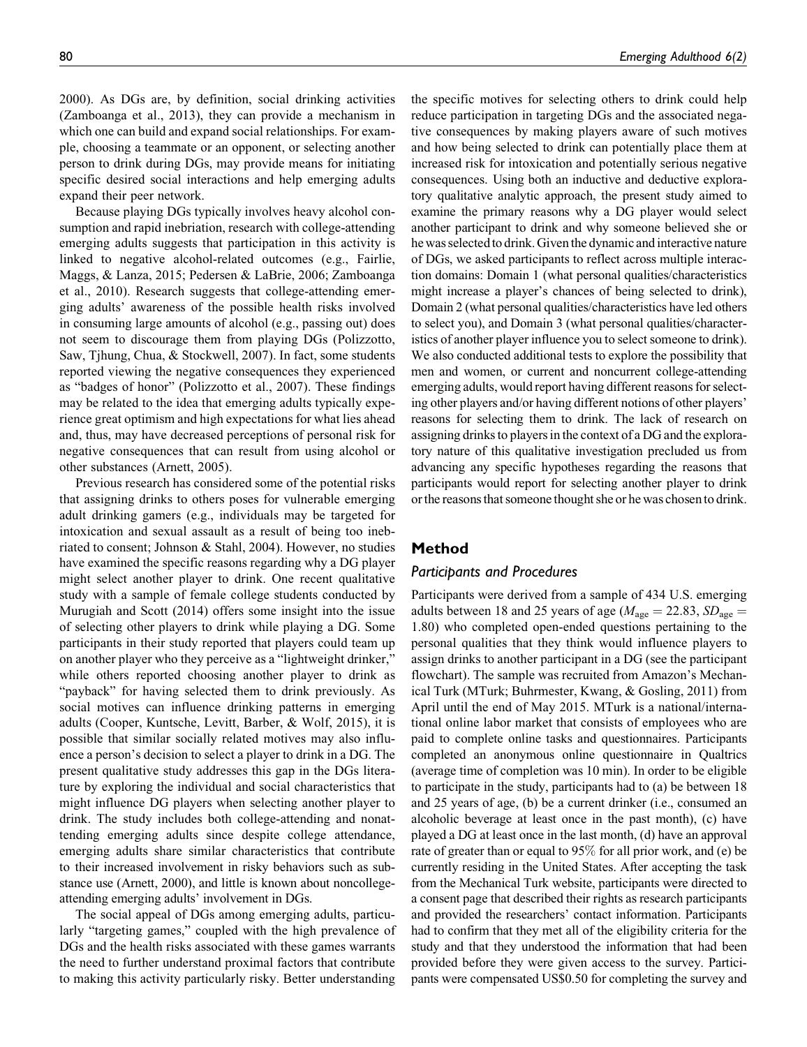2000). As DGs are, by definition, social drinking activities (Zamboanga et al., 2013), they can provide a mechanism in which one can build and expand social relationships. For example, choosing a teammate or an opponent, or selecting another person to drink during DGs, may provide means for initiating specific desired social interactions and help emerging adults expand their peer network.

Because playing DGs typically involves heavy alcohol consumption and rapid inebriation, research with college-attending emerging adults suggests that participation in this activity is linked to negative alcohol-related outcomes (e.g., Fairlie, Maggs, & Lanza, 2015; Pedersen & LaBrie, 2006; Zamboanga et al., 2010). Research suggests that college-attending emerging adults' awareness of the possible health risks involved in consuming large amounts of alcohol (e.g., passing out) does not seem to discourage them from playing DGs (Polizzotto, Saw, Tjhung, Chua, & Stockwell, 2007). In fact, some students reported viewing the negative consequences they experienced as "badges of honor" (Polizzotto et al., 2007). These findings may be related to the idea that emerging adults typically experience great optimism and high expectations for what lies ahead and, thus, may have decreased perceptions of personal risk for negative consequences that can result from using alcohol or other substances (Arnett, 2005).

Previous research has considered some of the potential risks that assigning drinks to others poses for vulnerable emerging adult drinking gamers (e.g., individuals may be targeted for intoxication and sexual assault as a result of being too inebriated to consent; Johnson & Stahl, 2004). However, no studies have examined the specific reasons regarding why a DG player might select another player to drink. One recent qualitative study with a sample of female college students conducted by Murugiah and Scott (2014) offers some insight into the issue of selecting other players to drink while playing a DG. Some participants in their study reported that players could team up on another player who they perceive as a "lightweight drinker," while others reported choosing another player to drink as "payback" for having selected them to drink previously. As social motives can influence drinking patterns in emerging adults (Cooper, Kuntsche, Levitt, Barber, & Wolf, 2015), it is possible that similar socially related motives may also influence a person's decision to select a player to drink in a DG. The present qualitative study addresses this gap in the DGs literature by exploring the individual and social characteristics that might influence DG players when selecting another player to drink. The study includes both college-attending and nonattending emerging adults since despite college attendance, emerging adults share similar characteristics that contribute to their increased involvement in risky behaviors such as substance use (Arnett, 2000), and little is known about noncollege-attending emerging adults' involvement in DGs.

The social appeal of DGs among emerging adults, particularly "targeting games," coupled with the high prevalence of DGs and the health risks associated with these games warrants the need to further understand proximal factors that contribute to making this activity particularly risky. Better understanding the specific motives for selecting others to drink could help reduce participation in targeting DGs and the associated negative consequences by making players aware of such motives and how being selected to drink can potentially place them at increased risk for intoxication and potentially serious negative consequences. Using both an inductive and deductive exploratory qualitative analytic approach, the present study aimed to examine the primary reasons why a DG player would select another participant to drink and why someone believed she or he was selected to drink. Given the dynamic and interactive nature of DGs, we asked participants to reflect across multiple interaction domains: Domain 1 (what personal qualities/characteristics might increase a player's chances of being selected to drink), Domain 2 (what personal qualities/characteristics have led others to select you), and Domain 3 (what personal qualities/characteristics of another player influence you to select someone to drink). We also conducted additional tests to explore the possibility that men and women, or current and noncurrent college-attending emerging adults, would report having different reasons for selecting other players and/or having different notions of other players' reasons for selecting them to drink. The lack of research on assigning drinks to players in the context of a DG and the exploratory nature of this qualitative investigation precluded us from advancing any specific hypotheses regarding the reasons that participants would report for selecting another player to drink or the reasons that someone thought she or he was chosen to drink.

## Method

### Participants and Procedures

Participants were derived from a sample of 434 U.S. emerging adults between 18 and 25 years of age ($M_{\text{age}} = 22.83$, $SD_{\text{age}} = 1.80$) who completed open-ended questions pertaining to the personal qualities that they think would influence players to assign drinks to another participant in a DG (see the participant flowchart). The sample was recruited from Amazon's Mechanical Turk (MTurk; Buhrmester, Kwang, & Gosling, 2011) from April until the end of May 2015. MTurk is a national/international online labor market that consists of employees who are paid to complete online tasks and questionnaires. Participants completed an anonymous online questionnaire in Qualtrics (average time of completion was 10 min). In order to be eligible to participate in the study, participants had to (a) be between 18 and 25 years of age, (b) be a current drinker (i.e., consumed an alcoholic beverage at least once in the past month), (c) have played a DG at least once in the last month, (d) have an approval rate of greater than or equal to 95% for all prior work, and (e) be currently residing in the United States. After accepting the task from the Mechanical Turk website, participants were directed to a consent page that described their rights as research participants and provided the researchers' contact information. Participants had to confirm that they met all of the eligibility criteria for the study and that they understood the information that had been provided before they were given access to the survey. Participants were compensated US$0.50 for completing the survey and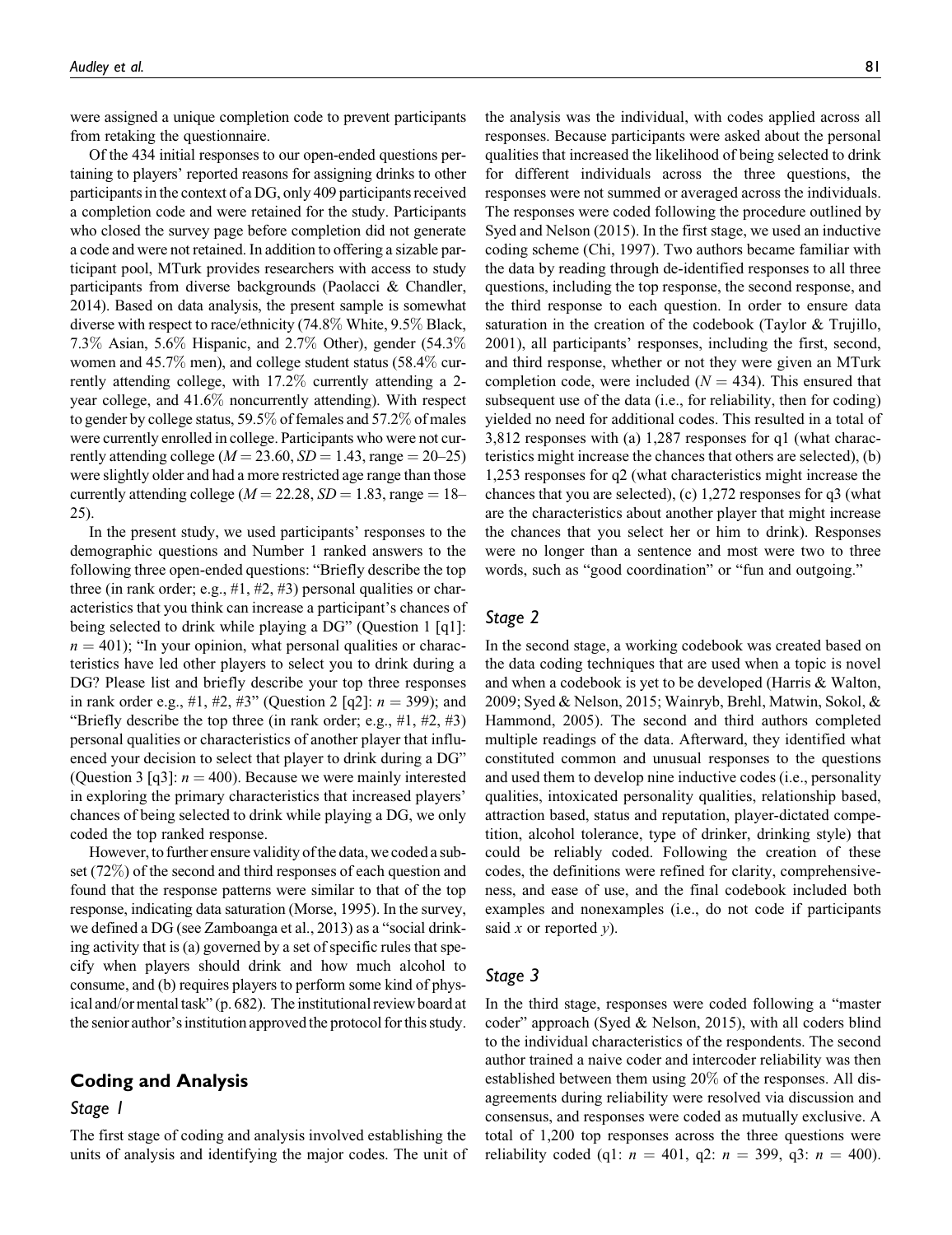were assigned a unique completion code to prevent participants from retaking the questionnaire.

Of the 434 initial responses to our open-ended questions pertaining to players' reported reasons for assigning drinks to other participants in the context of a DG, only 409 participants received a completion code and were retained for the study. Participants who closed the survey page before completion did not generate a code and were not retained. In addition to offering a sizable participant pool, MTurk provides researchers with access to study participants from diverse backgrounds (Paolacci & Chandler, 2014). Based on data analysis, the present sample is somewhat diverse with respect to race/ethnicity (74.8% White, 9.5% Black, 7.3% Asian, 5.6% Hispanic, and 2.7% Other), gender (54.3% women and 45.7% men), and college student status (58.4% currently attending college, with 17.2% currently attending a 2-year college, and 41.6% noncurrently attending). With respect to gender by college status, 59.5% of females and 57.2% of males were currently enrolled in college. Participants who were not currently attending college ($M = 23.60$, $SD = 1.43$, range = 20–25) were slightly older and had a more restricted age range than those currently attending college ($M = 22.28$, $SD = 1.83$, range = 18–25).

In the present study, we used participants' responses to the demographic questions and Number 1 ranked answers to the following three open-ended questions: "Briefly describe the top three (in rank order; e.g., #1, #2, #3) personal qualities or characteristics that you think can increase a participant's chances of being selected to drink while playing a DG" (Question 1 [q1]: $n = 401$); "In your opinion, what personal qualities or characteristics have led other players to select you to drink during a DG? Please list and briefly describe your top three responses in rank order e.g., #1, #2, #3" (Question 2 [q2]: $n = 399$); and "Briefly describe the top three (in rank order; e.g., #1, #2, #3) personal qualities or characteristics of another player that influenced your decision to select that player to drink during a DG" (Question 3 [q3]: $n = 400$). Because we were mainly interested in exploring the primary characteristics that increased players' chances of being selected to drink while playing a DG, we only coded the top ranked response.

However, to further ensure validity of the data, we coded a subset (72%) of the second and third responses of each question and found that the response patterns were similar to that of the top response, indicating data saturation (Morse, 1995). In the survey, we defined a DG (see Zamboanga et al., 2013) as a "social drinking activity that is (a) governed by a set of specific rules that specify when players should drink and how much alcohol to consume, and (b) requires players to perform some kind of physical and/or mental task" (p. 682). The institutional review board at the senior author's institution approved the protocol for this study.

## Coding and Analysis

### Stage 1

The first stage of coding and analysis involved establishing the units of analysis and identifying the major codes. The unit of the analysis was the individual, with codes applied across all responses. Because participants were asked about the personal qualities that increased the likelihood of being selected to drink for different individuals across the three questions, the responses were not summed or averaged across the individuals. The responses were coded following the procedure outlined by Syed and Nelson (2015). In the first stage, we used an inductive coding scheme (Chi, 1997). Two authors became familiar with the data by reading through de-identified responses to all three questions, including the top response, the second response, and the third response to each question. In order to ensure data saturation in the creation of the codebook (Taylor & Trujillo, 2001), all participants' responses, including the first, second, and third response, whether or not they were given an MTurk completion code, were included ($N = 434$). This ensured that subsequent use of the data (i.e., for reliability, then for coding) yielded no need for additional codes. This resulted in a total of 3,812 responses with (a) 1,287 responses for q1 (what characteristics might increase the chances that others are selected), (b) 1,253 responses for q2 (what characteristics might increase the chances that you are selected), (c) 1,272 responses for q3 (what are the characteristics about another player that might increase the chances that you select her or him to drink). Responses were no longer than a sentence and most were two to three words, such as "good coordination" or "fun and outgoing."

### Stage 2

In the second stage, a working codebook was created based on the data coding techniques that are used when a topic is novel and when a codebook is yet to be developed (Harris & Walton, 2009; Syed & Nelson, 2015; Wainryb, Brehl, Matwin, Sokol, & Hammond, 2005). The second and third authors completed multiple readings of the data. Afterward, they identified what constituted common and unusual responses to the questions and used them to develop nine inductive codes (i.e., personality qualities, intoxicated personality qualities, relationship based, attraction based, status and reputation, player-dictated competition, alcohol tolerance, type of drinker, drinking style) that could be reliably coded. Following the creation of these codes, the definitions were refined for clarity, comprehensiveness, and ease of use, and the final codebook included both examples and nonexamples (i.e., do not code if participants said *x* or reported *y*).

### Stage 3

In the third stage, responses were coded following a "master coder" approach (Syed & Nelson, 2015), with all coders blind to the individual characteristics of the respondents. The second author trained a naive coder and intercoder reliability was then established between them using 20% of the responses. All disagreements during reliability were resolved via discussion and consensus, and responses were coded as mutually exclusive. A total of 1,200 top responses across the three questions were reliability coded (q1: $n = 401$, q2: $n = 399$, q3: $n = 400$).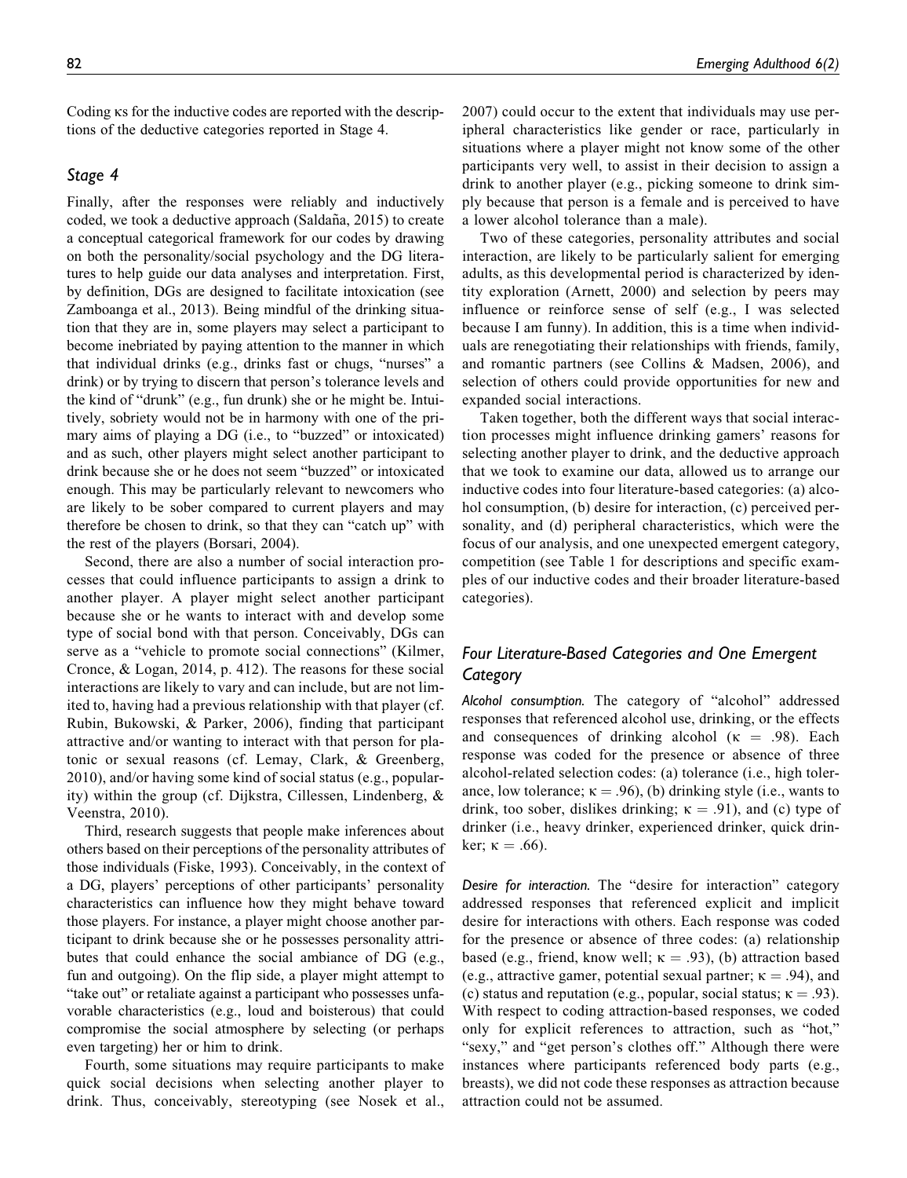Coding κs for the inductive codes are reported with the descriptions of the deductive categories reported in Stage 4.

### Stage 4

Finally, after the responses were reliably and inductively coded, we took a deductive approach (Saldaña, 2015) to create a conceptual categorical framework for our codes by drawing on both the personality/social psychology and the DG literatures to help guide our data analyses and interpretation. First, by definition, DGs are designed to facilitate intoxication (see Zamboanga et al., 2013). Being mindful of the drinking situation that they are in, some players may select a participant to become inebriated by paying attention to the manner in which that individual drinks (e.g., drinks fast or chugs, "nurses" a drink) or by trying to discern that person's tolerance levels and the kind of "drunk" (e.g., fun drunk) she or he might be. Intuitively, sobriety would not be in harmony with one of the primary aims of playing a DG (i.e., to "buzzed" or intoxicated) and as such, other players might select another participant to drink because she or he does not seem "buzzed" or intoxicated enough. This may be particularly relevant to newcomers who are likely to be sober compared to current players and may therefore be chosen to drink, so that they can "catch up" with the rest of the players (Borsari, 2004).

Second, there are also a number of social interaction processes that could influence participants to assign a drink to another player. A player might select another participant because she or he wants to interact with and develop some type of social bond with that person. Conceivably, DGs can serve as a "vehicle to promote social connections" (Kilmer, Cronce, & Logan, 2014, p. 412). The reasons for these social interactions are likely to vary and can include, but are not limited to, having had a previous relationship with that player (cf. Rubin, Bukowski, & Parker, 2006), finding that participant attractive and/or wanting to interact with that person for platonic or sexual reasons (cf. Lemay, Clark, & Greenberg, 2010), and/or having some kind of social status (e.g., popularity) within the group (cf. Dijkstra, Cillessen, Lindenberg, & Veenstra, 2010).

Third, research suggests that people make inferences about others based on their perceptions of the personality attributes of those individuals (Fiske, 1993). Conceivably, in the context of a DG, players' perceptions of other participants' personality characteristics can influence how they might behave toward those players. For instance, a player might choose another participant to drink because she or he possesses personality attributes that could enhance the social ambiance of DG (e.g., fun and outgoing). On the flip side, a player might attempt to "take out" or retaliate against a participant who possesses unfavorable characteristics (e.g., loud and boisterous) that could compromise the social atmosphere by selecting (or perhaps even targeting) her or him to drink.

Fourth, some situations may require participants to make quick social decisions when selecting another player to drink. Thus, conceivably, stereotyping (see Nosek et al., 2007) could occur to the extent that individuals may use peripheral characteristics like gender or race, particularly in situations where a player might not know some of the other participants very well, to assist in their decision to assign a drink to another player (e.g., picking someone to drink simply because that person is a female and is perceived to have a lower alcohol tolerance than a male).

Two of these categories, personality attributes and social interaction, are likely to be particularly salient for emerging adults, as this developmental period is characterized by identity exploration (Arnett, 2000) and selection by peers may influence or reinforce sense of self (e.g., I was selected because I am funny). In addition, this is a time when individuals are renegotiating their relationships with friends, family, and romantic partners (see Collins & Madsen, 2006), and selection of others could provide opportunities for new and expanded social interactions.

Taken together, both the different ways that social interaction processes might influence drinking gamers' reasons for selecting another player to drink, and the deductive approach that we took to examine our data, allowed us to arrange our inductive codes into four literature-based categories: (a) alcohol consumption, (b) desire for interaction, (c) perceived personality, and (d) peripheral characteristics, which were the focus of our analysis, and one unexpected emergent category, competition (see Table 1 for descriptions and specific examples of our inductive codes and their broader literature-based categories).

### Four Literature-Based Categories and One Emergent Category

*Alcohol consumption.* The category of "alcohol" addressed responses that referenced alcohol use, drinking, or the effects and consequences of drinking alcohol ($\kappa = .98$). Each response was coded for the presence or absence of three alcohol-related selection codes: (a) tolerance (i.e., high tolerance, low tolerance; $\kappa = .96$), (b) drinking style (i.e., wants to drink, too sober, dislikes drinking; $\kappa = .91$), and (c) type of drinker (i.e., heavy drinker, experienced drinker, quick drinker; $\kappa = .66$).

*Desire for interaction.* The "desire for interaction" category addressed responses that referenced explicit and implicit desire for interactions with others. Each response was coded for the presence or absence of three codes: (a) relationship based (e.g., friend, know well; $\kappa = .93$), (b) attraction based (e.g., attractive gamer, potential sexual partner; $\kappa = .94$), and (c) status and reputation (e.g., popular, social status; $\kappa = .93$). With respect to coding attraction-based responses, we coded only for explicit references to attraction, such as "hot," "sexy," and "get person's clothes off." Although there were instances where participants referenced body parts (e.g., breasts), we did not code these responses as attraction because attraction could not be assumed.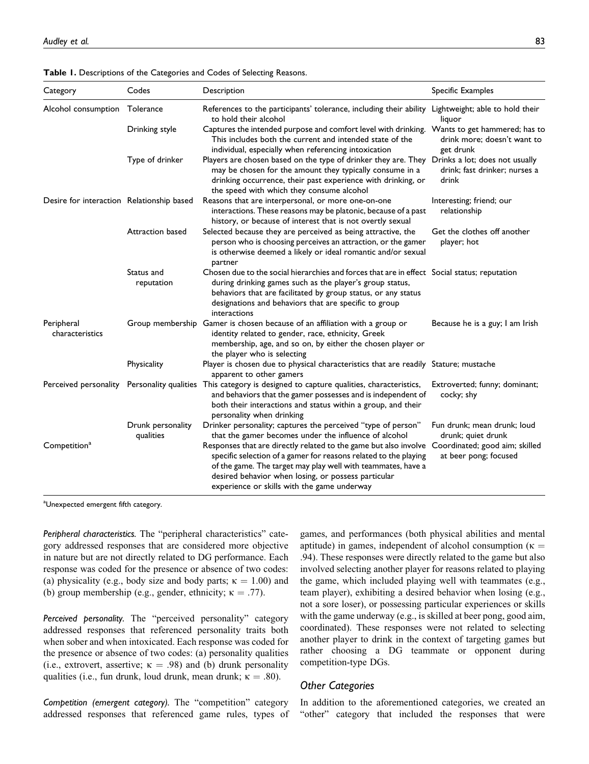**Table 1.** Descriptions of the Categories and Codes of Selecting Reasons.

| Category | Codes | Description | Specific Examples |
|---|---|---|---|
| Alcohol consumption | Tolerance | References to the participants' tolerance, including their ability to hold their alcohol | Lightweight; able to hold their liquor |
| | Drinking style | Captures the intended purpose and comfort level with drinking. This includes both the current and intended state of the individual, especially when referencing intoxication | Wants to get hammered; has to drink more; doesn't want to get drunk |
| | Type of drinker | Players are chosen based on the type of drinker they are. They may be chosen for the amount they typically consume in a drinking occurrence, their past experience with drinking, or the speed with which they consume alcohol | Drinks a lot; does not usually drink; fast drinker; nurses a drink |
| Desire for interaction | Relationship based | Reasons that are interpersonal, or more one-on-one interactions. These reasons may be platonic, because of a past history, or because of interest that is not overtly sexual | Interesting; friend; our relationship |
| | Attraction based | Selected because they are perceived as being attractive, the person who is choosing perceives an attraction, or the gamer is otherwise deemed a likely or ideal romantic and/or sexual partner | Get the clothes off another player; hot |
| | Status and reputation | Chosen due to the social hierarchies and forces that are in effect during drinking games such as the player's group status, behaviors that are facilitated by group status, or any status designations and behaviors that are specific to group interactions | Social status; reputation |
| Peripheral characteristics | Group membership | Gamer is chosen because of an affiliation with a group or identity related to gender, race, ethnicity, Greek membership, age, and so on, by either the chosen player or the player who is selecting | Because he is a guy; I am Irish |
| | Physicality | Player is chosen due to physical characteristics that are readily apparent to other gamers | Stature; mustache |
| Perceived personality | Personality qualities | This category is designed to capture qualities, characteristics, and behaviors that the gamer possesses and is independent of both their interactions and status within a group, and their personality when drinking | Extroverted; funny; dominant; cocky; shy |
| | Drunk personality qualities | Drinker personality; captures the perceived "type of person" that the gamer becomes under the influence of alcohol | Fun drunk; mean drunk; loud drunk; quiet drunk |
| Competition[a] | | Responses that are directly related to the game but also involve specific selection of a gamer for reasons related to the playing of the game. The target may play well with teammates, have a desired behavior when losing, or possess particular experience or skills with the game underway | Coordinated; good aim; skilled at beer pong; focused |

[a]Unexpected emergent fifth category.

*Peripheral characteristics.* The "peripheral characteristics" category addressed responses that are considered more objective in nature but are not directly related to DG performance. Each response was coded for the presence or absence of two codes: (a) physicality (e.g., body size and body parts; $\kappa = 1.00$) and (b) group membership (e.g., gender, ethnicity; $\kappa = .77$).

*Perceived personality.* The "perceived personality" category addressed responses that referenced personality traits both when sober and when intoxicated. Each response was coded for the presence or absence of two codes: (a) personality qualities (i.e., extrovert, assertive; $\kappa = .98$) and (b) drunk personality qualities (i.e., fun drunk, loud drunk, mean drunk; $\kappa = .80$).

*Competition (emergent category).* The "competition" category addressed responses that referenced game rules, types of games, and performances (both physical abilities and mental aptitude) in games, independent of alcohol consumption ($\kappa = .94$). These responses were directly related to the game but also involved selecting another player for reasons related to playing the game, which included playing well with teammates (e.g., team player), exhibiting a desired behavior when losing (e.g., not a sore loser), or possessing particular experiences or skills with the game underway (e.g., is skilled at beer pong, good aim, coordinated). These responses were not related to selecting another player to drink in the context of targeting games but rather choosing a DG teammate or opponent during competition-type DGs.

## Other Categories

In addition to the aforementioned categories, we created an "other" category that included the responses that were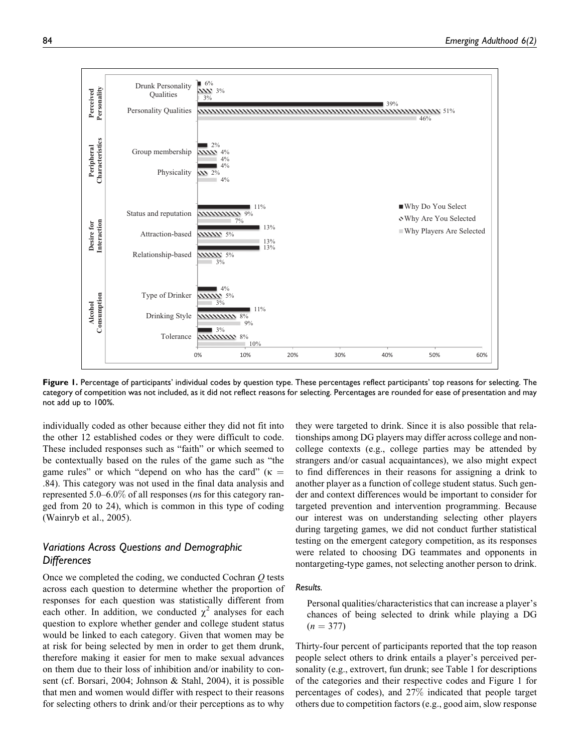**Figure 1.** Percentage of participants' individual codes by question type. These percentages reflect participants' top reasons for selecting. The category of competition was not included, as it did not reflect reasons for selecting. Percentages are rounded for ease of presentation and may not add up to 100%.

individually coded as other because either they did not fit into the other 12 established codes or they were difficult to code. These included responses such as "faith" or which seemed to be contextually based on the rules of the game such as "the game rules" or which "depend on who has the card" ($\kappa$ = .84). This category was not used in the final data analysis and represented 5.0–6.0% of all responses (*n*s for this category ranged from 20 to 24), which is common in this type of coding (Wainryb et al., 2005).

## *Variations Across Questions and Demographic Differences*

Once we completed the coding, we conducted Cochran *Q* tests across each question to determine whether the proportion of responses for each question was statistically different from each other. In addition, we conducted $\chi^2$ analyses for each question to explore whether gender and college student status would be linked to each category. Given that women may be at risk for being selected by men in order to get them drunk, therefore making it easier for men to make sexual advances on them due to their loss of inhibition and/or inability to consent (cf. Borsari, 2004; Johnson & Stahl, 2004), it is possible that men and women would differ with respect to their reasons for selecting others to drink and/or their perceptions as to why they were targeted to drink. Since it is also possible that relationships among DG players may differ across college and noncollege contexts (e.g., college parties may be attended by strangers and/or casual acquaintances), we also might expect to find differences in their reasons for assigning a drink to another player as a function of college student status. Such gender and context differences would be important to consider for targeted prevention and intervention programming. Because our interest was on understanding selecting other players during targeting games, we did not conduct further statistical testing on the emergent category competition, as its responses were related to choosing DG teammates and opponents in nontargeting-type games, not selecting another person to drink.

#### *Results.*

> Personal qualities/characteristics that can increase a player's chances of being selected to drink while playing a DG ($n$ = 377)

Thirty-four percent of participants reported that the top reason people select others to drink entails a player's perceived personality (e.g., extrovert, fun drunk; see Table 1 for descriptions of the categories and their respective codes and Figure 1 for percentages of codes), and 27% indicated that people target others due to competition factors (e.g., good aim, slow response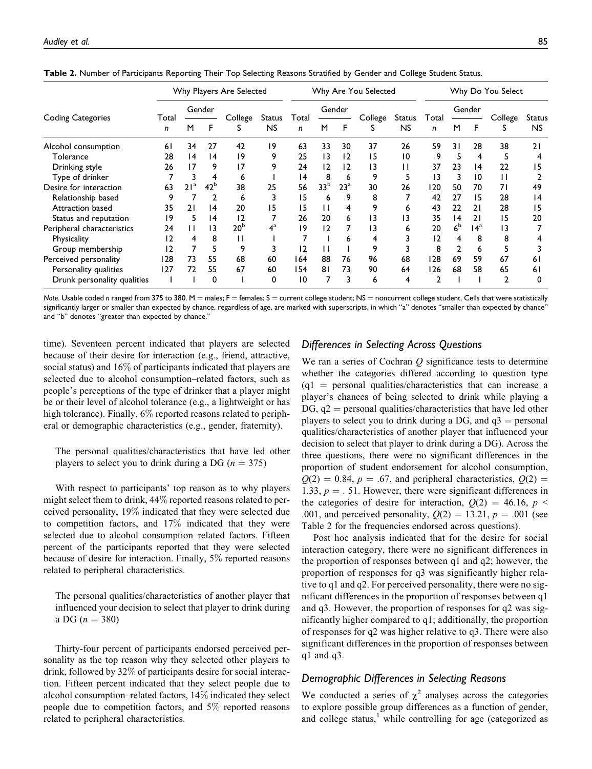**Table 2.** Number of Participants Reporting Their Top Selecting Reasons Stratified by Gender and College Student Status.

| Coding Categories | Why Players Are Selected | | | | | Why Are You Selected | | | | | Why Do You Select | | | | |
|---|---|---|---|---|---|---|---|---|---|---|---|---|---|---|---|
| | Total | Gender | | College | Status | Total | Gender | | College | Status | Total | Gender | | College | Status |
| | n | M | F | S | NS | n | M | F | S | NS | n | M | F | S | NS |
| Alcohol consumption | 61 | 34 | 27 | 42 | 19 | 63 | 33 | 30 | 37 | 26 | 59 | 31 | 28 | 38 | 21 |
| Tolerance | 28 | 14 | 14 | 19 | 9 | 25 | 13 | 12 | 15 | 10 | 9 | 5 | 4 | 5 | 4 |
| Drinking style | 26 | 17 | 9 | 17 | 9 | 24 | 12 | 12 | 13 | 11 | 37 | 23 | 14 | 22 | 15 |
| Type of drinker | 7 | 3 | 4 | 6 | 1 | 14 | 8 | 6 | 9 | 5 | 13 | 3 | 10 | 11 | 2 |
| Desire for interaction | 63 | 21[a] | 42[b] | 38 | 25 | 56 | 33[b] | 23[a] | 30 | 26 | 120 | 50 | 70 | 71 | 49 |
| Relationship based | 9 | 7 | 2 | 6 | 3 | 15 | 6 | 9 | 8 | 7 | 42 | 27 | 15 | 28 | 14 |
| Attraction based | 35 | 21 | 14 | 20 | 15 | 15 | 11 | 4 | 9 | 6 | 43 | 22 | 21 | 28 | 15 |
| Status and reputation | 19 | 5 | 14 | 12 | 7 | 26 | 20 | 6 | 13 | 13 | 35 | 14 | 21 | 15 | 20 |
| Peripheral characteristics | 24 | 11 | 13 | 20[b] | 4[a] | 19 | 12 | 7 | 13 | 6 | 20 | 6[b] | 14[a] | 13 | 7 |
| Physicality | 12 | 4 | 8 | 11 | 1 | 7 | 1 | 6 | 4 | 3 | 12 | 4 | 8 | 8 | 4 |
| Group membership | 12 | 7 | 5 | 9 | 3 | 12 | 11 | 1 | 9 | 3 | 8 | 2 | 6 | 5 | 3 |
| Perceived personality | 128 | 73 | 55 | 68 | 60 | 164 | 88 | 76 | 96 | 68 | 128 | 69 | 59 | 67 | 61 |
| Personality qualities | 127 | 72 | 55 | 67 | 60 | 154 | 81 | 73 | 90 | 64 | 126 | 68 | 58 | 65 | 61 |
| Drunk personality qualities | 1 | 1 | 0 | 1 | 0 | 10 | 7 | 3 | 6 | 4 | 2 | 1 | 1 | 2 | 0 |

*Note.* Usable coded *n* ranged from 375 to 380. M = males; F = females; S = current college student; NS = noncurrent college student. Cells that were statistically significantly larger or smaller than expected by chance, regardless of age, are marked with superscripts, in which "a" denotes "smaller than expected by chance" and "b" denotes "greater than expected by chance."

time). Seventeen percent indicated that players are selected because of their desire for interaction (e.g., friend, attractive, social status) and 16% of participants indicated that players are selected due to alcohol consumption–related factors, such as people's perceptions of the type of drinker that a player might be or their level of alcohol tolerance (e.g., a lightweight or has high tolerance). Finally, 6% reported reasons related to peripheral or demographic characteristics (e.g., gender, fraternity).

> The personal qualities/characteristics that have led other players to select you to drink during a DG ($n = 375$)

With respect to participants' top reason as to why players might select them to drink, 44% reported reasons related to perceived personality, 19% indicated that they were selected due to competition factors, and 17% indicated that they were selected due to alcohol consumption–related factors. Fifteen percent of the participants reported that they were selected because of desire for interaction. Finally, 5% reported reasons related to peripheral characteristics.

> The personal qualities/characteristics of another player that influenced your decision to select that player to drink during a DG ($n = 380$)

Thirty-four percent of participants endorsed perceived personality as the top reason why they selected other players to drink, followed by 32% of participants desire for social interaction. Fifteen percent indicated that they select people due to alcohol consumption–related factors, 14% indicated they select people due to competition factors, and 5% reported reasons related to peripheral characteristics.

## Differences in Selecting Across Questions

We ran a series of Cochran $Q$ significance tests to determine whether the categories differed according to question type (q1 = personal qualities/characteristics that can increase a player's chances of being selected to drink while playing a DG, q2 = personal qualities/characteristics that have led other players to select you to drink during a DG, and q3 = personal qualities/characteristics of another player that influenced your decision to select that player to drink during a DG). Across the three questions, there were no significant differences in the proportion of student endorsement for alcohol consumption, $Q(2) = 0.84$, $p = .67$, and peripheral characteristics, $Q(2) = 1.33$, $p = .51$. However, there were significant differences in the categories of desire for interaction, $Q(2) = 46.16$, $p < .001$, and perceived personality, $Q(2) = 13.21$, $p = .001$ (see Table 2 for the frequencies endorsed across questions).

Post hoc analysis indicated that for the desire for social interaction category, there were no significant differences in the proportion of responses between q1 and q2; however, the proportion of responses for q3 was significantly higher relative to q1 and q2. For perceived personality, there were no significant differences in the proportion of responses between q1 and q3. However, the proportion of responses for q2 was significantly higher compared to q1; additionally, the proportion of responses for q2 was higher relative to q3. There were also significant differences in the proportion of responses between q1 and q3.

## Demographic Differences in Selecting Reasons

We conducted a series of $\chi^2$ analyses across the categories to explore possible group differences as a function of gender, and college status,[1] while controlling for age (categorized as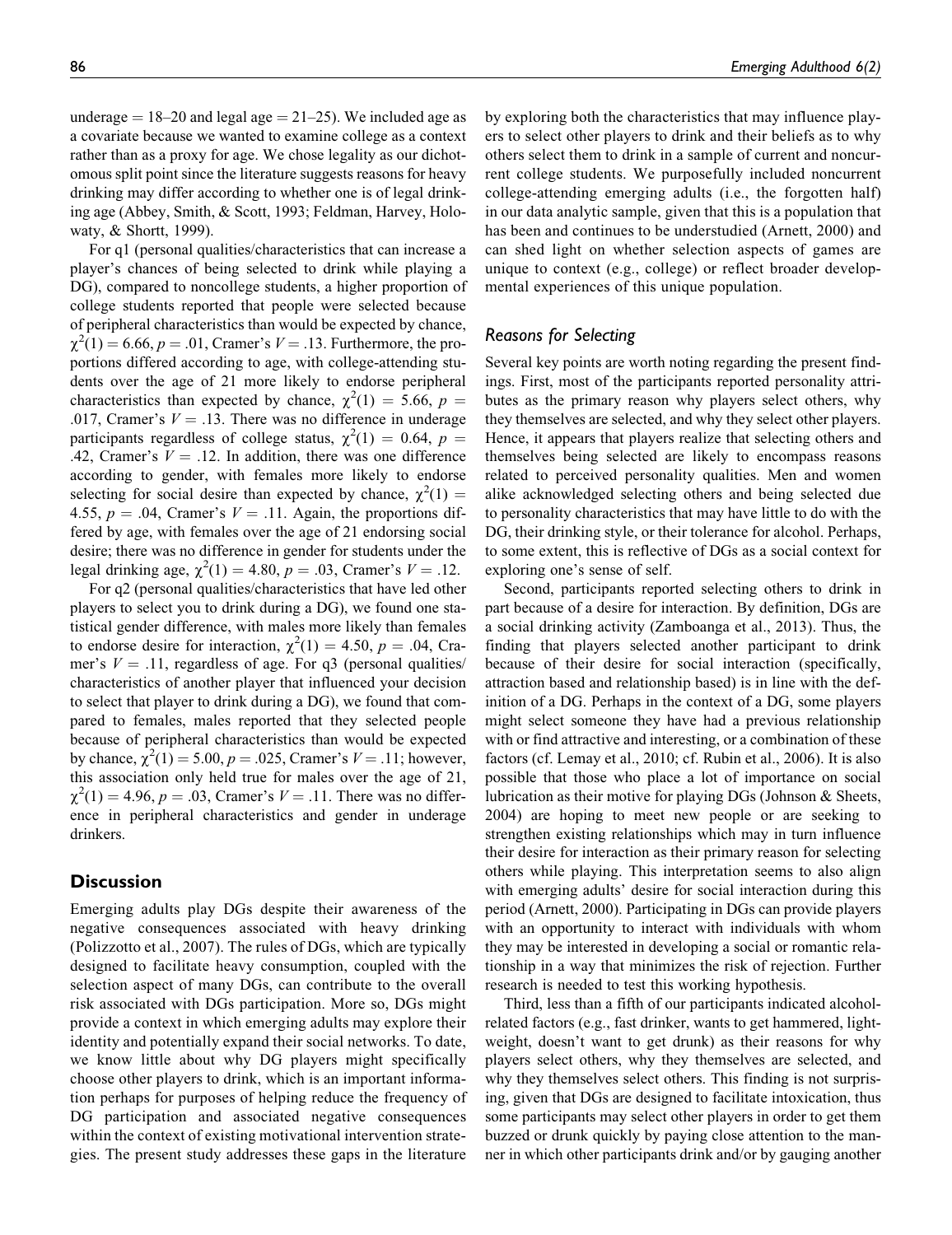underage = 18–20 and legal age = 21–25). We included age as a covariate because we wanted to examine college as a context rather than as a proxy for age. We chose legality as our dichotomous split point since the literature suggests reasons for heavy drinking may differ according to whether one is of legal drinking age (Abbey, Smith, & Scott, 1993; Feldman, Harvey, Holowaty, & Shortt, 1999).

For q1 (personal qualities/characteristics that can increase a player's chances of being selected to drink while playing a DG), compared to noncollege students, a higher proportion of college students reported that people were selected because of peripheral characteristics than would be expected by chance, $\chi^2(1) = 6.66$, $p = .01$, Cramer's $V = .13$. Furthermore, the proportions differed according to age, with college-attending students over the age of 21 more likely to endorse peripheral characteristics than expected by chance, $\chi^2(1) = 5.66$, $p = .017$, Cramer's $V = .13$. There was no difference in underage participants regardless of college status, $\chi^2(1) = 0.64$, $p = .42$, Cramer's $V = .12$. In addition, there was one difference according to gender, with females more likely to endorse selecting for social desire than expected by chance, $\chi^2(1) = 4.55$, $p = .04$, Cramer's $V = .11$. Again, the proportions differed by age, with females over the age of 21 endorsing social desire; there was no difference in gender for students under the legal drinking age, $\chi^2(1) = 4.80$, $p = .03$, Cramer's $V = .12$.

For q2 (personal qualities/characteristics that have led other players to select you to drink during a DG), we found one statistical gender difference, with males more likely than females to endorse desire for interaction, $\chi^2(1) = 4.50$, $p = .04$, Cramer's $V = .11$, regardless of age. For q3 (personal qualities/characteristics of another player that influenced your decision to select that player to drink during a DG), we found that compared to females, males reported that they selected people because of peripheral characteristics than would be expected by chance, $\chi^2(1) = 5.00$, $p = .025$, Cramer's $V = .11$; however, this association only held true for males over the age of 21, $\chi^2(1) = 4.96$, $p = .03$, Cramer's $V = .11$. There was no difference in peripheral characteristics and gender in underage drinkers.

## Discussion

Emerging adults play DGs despite their awareness of the negative consequences associated with heavy drinking (Polizzotto et al., 2007). The rules of DGs, which are typically designed to facilitate heavy consumption, coupled with the selection aspect of many DGs, can contribute to the overall risk associated with DGs participation. More so, DGs might provide a context in which emerging adults may explore their identity and potentially expand their social networks. To date, we know little about why DG players might specifically choose other players to drink, which is an important information perhaps for purposes of helping reduce the frequency of DG participation and associated negative consequences within the context of existing motivational intervention strategies. The present study addresses these gaps in the literature by exploring both the characteristics that may influence players to select other players to drink and their beliefs as to why others select them to drink in a sample of current and noncurrent college students. We purposefully included noncurrent college-attending emerging adults (i.e., the forgotten half) in our data analytic sample, given that this is a population that has been and continues to be understudied (Arnett, 2000) and can shed light on whether selection aspects of games are unique to context (e.g., college) or reflect broader developmental experiences of this unique population.

### Reasons for Selecting

Several key points are worth noting regarding the present findings. First, most of the participants reported personality attributes as the primary reason why players select others, why they themselves are selected, and why they select other players. Hence, it appears that players realize that selecting others and themselves being selected are likely to encompass reasons related to perceived personality qualities. Men and women alike acknowledged selecting others and being selected due to personality characteristics that may have little to do with the DG, their drinking style, or their tolerance for alcohol. Perhaps, to some extent, this is reflective of DGs as a social context for exploring one's sense of self.

Second, participants reported selecting others to drink in part because of a desire for interaction. By definition, DGs are a social drinking activity (Zamboanga et al., 2013). Thus, the finding that players selected another participant to drink because of their desire for social interaction (specifically, attraction based and relationship based) is in line with the definition of a DG. Perhaps in the context of a DG, some players might select someone they have had a previous relationship with or find attractive and interesting, or a combination of these factors (cf. Lemay et al., 2010; cf. Rubin et al., 2006). It is also possible that those who place a lot of importance on social lubrication as their motive for playing DGs (Johnson & Sheets, 2004) are hoping to meet new people or are seeking to strengthen existing relationships which may in turn influence their desire for interaction as their primary reason for selecting others while playing. This interpretation seems to also align with emerging adults' desire for social interaction during this period (Arnett, 2000). Participating in DGs can provide players with an opportunity to interact with individuals with whom they may be interested in developing a social or romantic relationship in a way that minimizes the risk of rejection. Further research is needed to test this working hypothesis.

Third, less than a fifth of our participants indicated alcohol-related factors (e.g., fast drinker, wants to get hammered, lightweight, doesn't want to get drunk) as their reasons for why players select others, why they themselves are selected, and why they themselves select others. This finding is not surprising, given that DGs are designed to facilitate intoxication, thus some participants may select other players in order to get them buzzed or drunk quickly by paying close attention to the manner in which other participants drink and/or by gauging another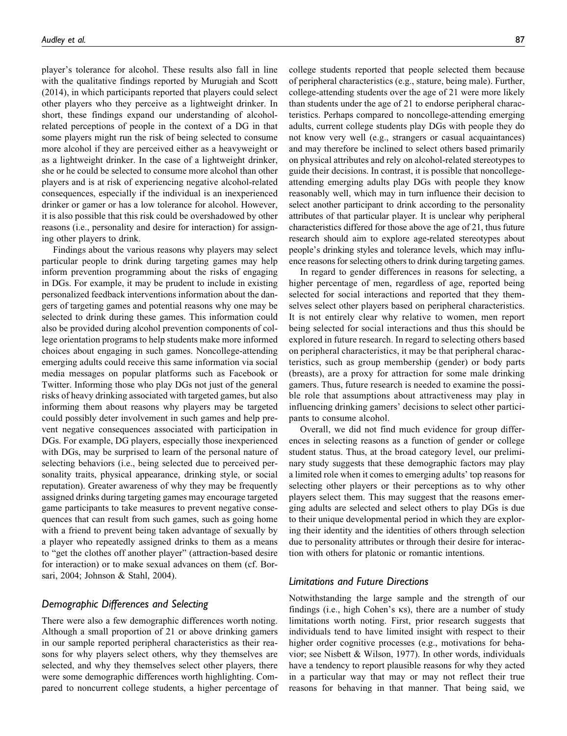player's tolerance for alcohol. These results also fall in line with the qualitative findings reported by Murugiah and Scott (2014), in which participants reported that players could select other players who they perceive as a lightweight drinker. In short, these findings expand our understanding of alcohol-related perceptions of people in the context of a DG in that some players might run the risk of being selected to consume more alcohol if they are perceived either as a heavyweight or as a lightweight drinker. In the case of a lightweight drinker, she or he could be selected to consume more alcohol than other players and is at risk of experiencing negative alcohol-related consequences, especially if the individual is an inexperienced drinker or gamer or has a low tolerance for alcohol. However, it is also possible that this risk could be overshadowed by other reasons (i.e., personality and desire for interaction) for assigning other players to drink.

Findings about the various reasons why players may select particular people to drink during targeting games may help inform prevention programming about the risks of engaging in DGs. For example, it may be prudent to include in existing personalized feedback interventions information about the dangers of targeting games and potential reasons why one may be selected to drink during these games. This information could also be provided during alcohol prevention components of college orientation programs to help students make more informed choices about engaging in such games. Noncollege-attending emerging adults could receive this same information via social media messages on popular platforms such as Facebook or Twitter. Informing those who play DGs not just of the general risks of heavy drinking associated with targeted games, but also informing them about reasons why players may be targeted could possibly deter involvement in such games and help prevent negative consequences associated with participation in DGs. For example, DG players, especially those inexperienced with DGs, may be surprised to learn of the personal nature of selecting behaviors (i.e., being selected due to perceived personality traits, physical appearance, drinking style, or social reputation). Greater awareness of why they may be frequently assigned drinks during targeting games may encourage targeted game participants to take measures to prevent negative consequences that can result from such games, such as going home with a friend to prevent being taken advantage of sexually by a player who repeatedly assigned drinks to them as a means to "get the clothes off another player" (attraction-based desire for interaction) or to make sexual advances on them (cf. Borsari, 2004; Johnson & Stahl, 2004).

## Demographic Differences and Selecting

There were also a few demographic differences worth noting. Although a small proportion of 21 or above drinking gamers in our sample reported peripheral characteristics as their reasons for why players select others, why they themselves are selected, and why they themselves select other players, there were some demographic differences worth highlighting. Compared to noncurrent college students, a higher percentage of college students reported that people selected them because of peripheral characteristics (e.g., stature, being male). Further, college-attending students over the age of 21 were more likely than students under the age of 21 to endorse peripheral characteristics. Perhaps compared to noncollege-attending emerging adults, current college students play DGs with people they do not know very well (e.g., strangers or casual acquaintances) and may therefore be inclined to select others based primarily on physical attributes and rely on alcohol-related stereotypes to guide their decisions. In contrast, it is possible that noncollege-attending emerging adults play DGs with people they know reasonably well, which may in turn influence their decision to select another participant to drink according to the personality attributes of that particular player. It is unclear why peripheral characteristics differed for those above the age of 21, thus future research should aim to explore age-related stereotypes about people's drinking styles and tolerance levels, which may influence reasons for selecting others to drink during targeting games.

In regard to gender differences in reasons for selecting, a higher percentage of men, regardless of age, reported being selected for social interactions and reported that they themselves select other players based on peripheral characteristics. It is not entirely clear why relative to women, men report being selected for social interactions and thus this should be explored in future research. In regard to selecting others based on peripheral characteristics, it may be that peripheral characteristics, such as group membership (gender) or body parts (breasts), are a proxy for attraction for some male drinking gamers. Thus, future research is needed to examine the possible role that assumptions about attractiveness may play in influencing drinking gamers' decisions to select other participants to consume alcohol.

Overall, we did not find much evidence for group differences in selecting reasons as a function of gender or college student status. Thus, at the broad category level, our preliminary study suggests that these demographic factors may play a limited role when it comes to emerging adults' top reasons for selecting other players or their perceptions as to why other players select them. This may suggest that the reasons emerging adults are selected and select others to play DGs is due to their unique developmental period in which they are exploring their identity and the identities of others through selection due to personality attributes or through their desire for interaction with others for platonic or romantic intentions.

## Limitations and Future Directions

Notwithstanding the large sample and the strength of our findings (i.e., high Cohen's κs), there are a number of study limitations worth noting. First, prior research suggests that individuals tend to have limited insight with respect to their higher order cognitive processes (e.g., motivations for behavior; see Nisbett & Wilson, 1977). In other words, individuals have a tendency to report plausible reasons for why they acted in a particular way that may or may not reflect their true reasons for behaving in that manner. That being said, we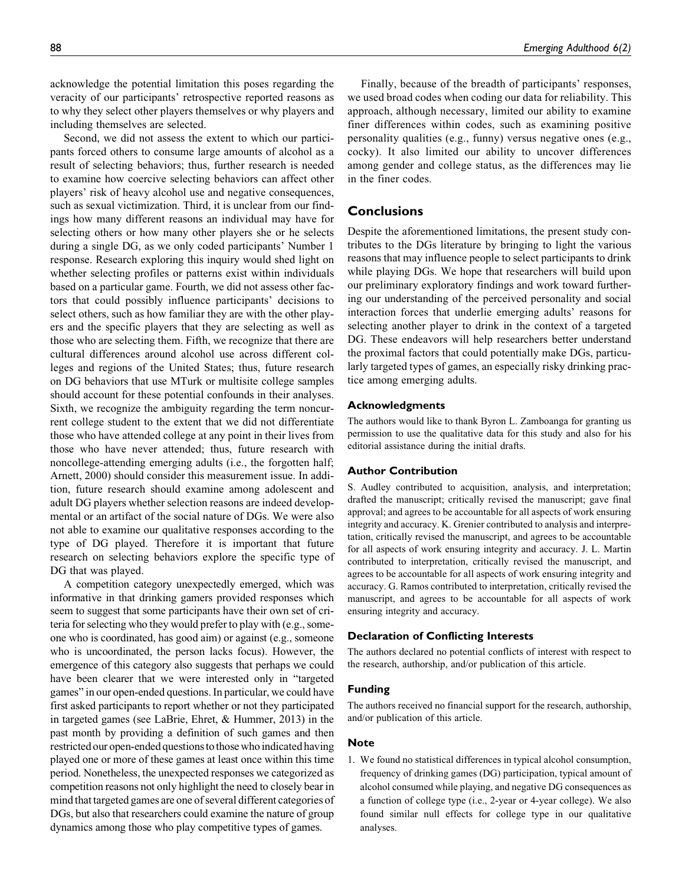acknowledge the potential limitation this poses regarding the veracity of our participants' retrospective reported reasons as to why they select other players themselves or why players and including themselves are selected.

Second, we did not assess the extent to which our participants forced others to consume large amounts of alcohol as a result of selecting behaviors; thus, further research is needed to examine how coercive selecting behaviors can affect other players' risk of heavy alcohol use and negative consequences, such as sexual victimization. Third, it is unclear from our findings how many different reasons an individual may have for selecting others or how many other players she or he selects during a single DG, as we only coded participants' Number 1 response. Research exploring this inquiry would shed light on whether selecting profiles or patterns exist within individuals based on a particular game. Fourth, we did not assess other factors that could possibly influence participants' decisions to select others, such as how familiar they are with the other players and the specific players that they are selecting as well as those who are selecting them. Fifth, we recognize that there are cultural differences around alcohol use across different colleges and regions of the United States; thus, future research on DG behaviors that use MTurk or multisite college samples should account for these potential confounds in their analyses. Sixth, we recognize the ambiguity regarding the term noncurrent college student to the extent that we did not differentiate those who have attended college at any point in their lives from those who have never attended; thus, future research with noncollege-attending emerging adults (i.e., the forgotten half; Arnett, 2000) should consider this measurement issue. In addition, future research should examine among adolescent and adult DG players whether selection reasons are indeed developmental or an artifact of the social nature of DGs. We were also not able to examine our qualitative responses according to the type of DG played. Therefore it is important that future research on selecting behaviors explore the specific type of DG that was played.

A competition category unexpectedly emerged, which was informative in that drinking gamers provided responses which seem to suggest that some participants have their own set of criteria for selecting who they would prefer to play with (e.g., someone who is coordinated, has good aim) or against (e.g., someone who is uncoordinated, the person lacks focus). However, the emergence of this category also suggests that perhaps we could have been clearer that we were interested only in "targeted games" in our open-ended questions. In particular, we could have first asked participants to report whether or not they participated in targeted games (see LaBrie, Ehret, & Hummer, 2013) in the past month by providing a definition of such games and then restricted our open-ended questions to those who indicated having played one or more of these games at least once within this time period. Nonetheless, the unexpected responses we categorized as competition reasons not only highlight the need to closely bear in mind that targeted games are one of several different categories of DGs, but also that researchers could examine the nature of group dynamics among those who play competitive types of games.

Finally, because of the breadth of participants' responses, we used broad codes when coding our data for reliability. This approach, although necessary, limited our ability to examine finer differences within codes, such as examining positive personality qualities (e.g., funny) versus negative ones (e.g., cocky). It also limited our ability to uncover differences among gender and college status, as the differences may lie in the finer codes.

## Conclusions

Despite the aforementioned limitations, the present study contributes to the DGs literature by bringing to light the various reasons that may influence people to select participants to drink while playing DGs. We hope that researchers will build upon our preliminary exploratory findings and work toward furthering our understanding of the perceived personality and social interaction forces that underlie emerging adults' reasons for selecting another player to drink in the context of a targeted DG. These endeavors will help researchers better understand the proximal factors that could potentially make DGs, particularly targeted types of games, an especially risky drinking practice among emerging adults.

### Acknowledgments

The authors would like to thank Byron L. Zamboanga for granting us permission to use the qualitative data for this study and also for his editorial assistance during the initial drafts.

### Author Contribution

S. Audley contributed to acquisition, analysis, and interpretation; drafted the manuscript; critically revised the manuscript; gave final approval; and agrees to be accountable for all aspects of work ensuring integrity and accuracy. K. Grenier contributed to analysis and interpretation, critically revised the manuscript, and agrees to be accountable for all aspects of work ensuring integrity and accuracy. J. L. Martin contributed to interpretation, critically revised the manuscript, and agrees to be accountable for all aspects of work ensuring integrity and accuracy. G. Ramos contributed to interpretation, critically revised the manuscript, and agrees to be accountable for all aspects of work ensuring integrity and accuracy.

### Declaration of Conflicting Interests

The authors declared no potential conflicts of interest with respect to the research, authorship, and/or publication of this article.

### Funding

The authors received no financial support for the research, authorship, and/or publication of this article.

### Note

1. We found no statistical differences in typical alcohol consumption, frequency of drinking games (DG) participation, typical amount of alcohol consumed while playing, and negative DG consequences as a function of college type (i.e., 2-year or 4-year college). We also found similar null effects for college type in our qualitative analyses.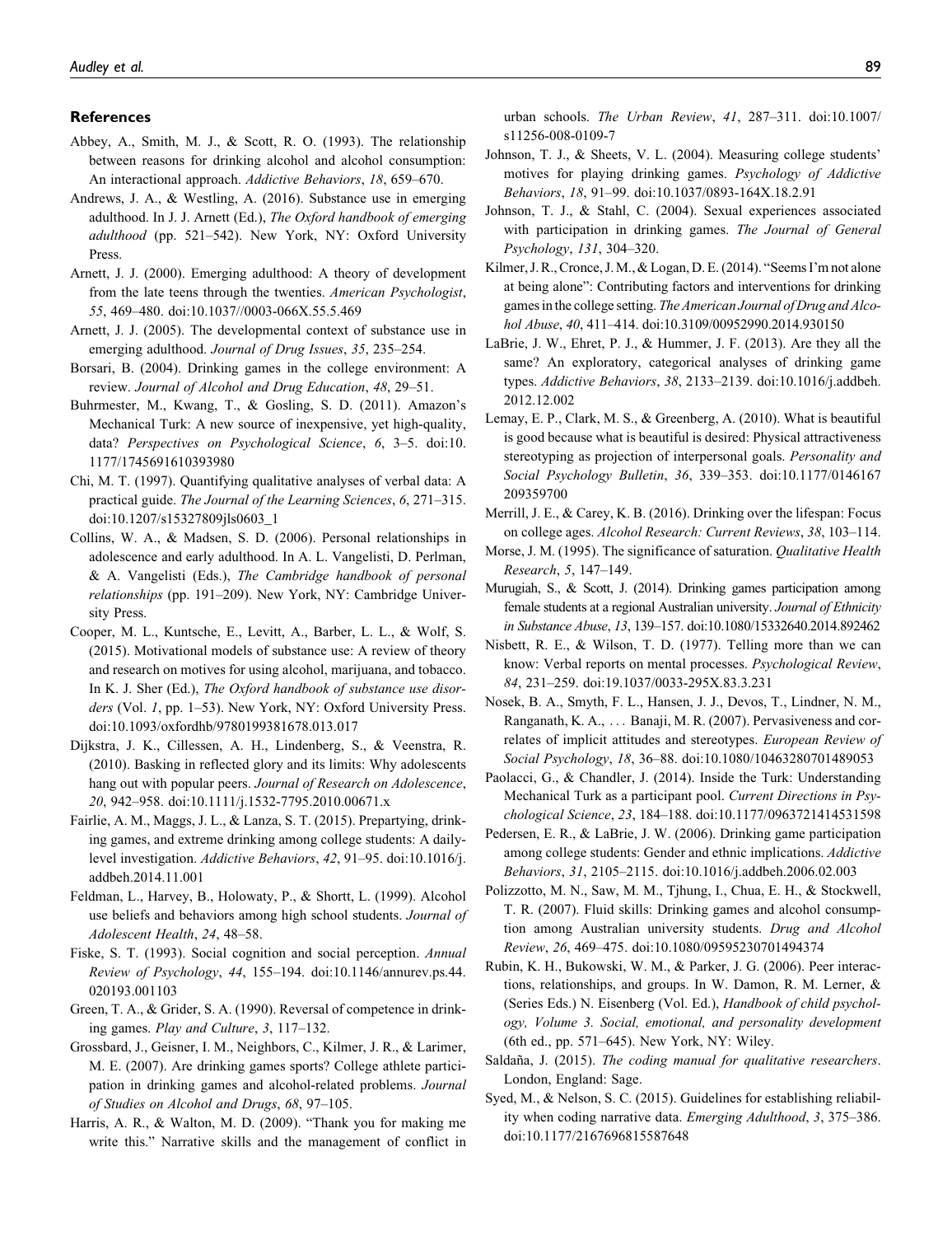### References

Abbey, A., Smith, M. J., & Scott, R. O. (1993). The relationship between reasons for drinking alcohol and alcohol consumption: An interactional approach. *Addictive Behaviors*, *18*, 659–670.

Andrews, J. A., & Westling, A. (2016). Substance use in emerging adulthood. In J. J. Arnett (Ed.), *The Oxford handbook of emerging adulthood* (pp. 521–542). New York, NY: Oxford University Press.

Arnett, J. J. (2000). Emerging adulthood: A theory of development from the late teens through the twenties. *American Psychologist*, *55*, 469–480. doi:10.1037//0003-066X.55.5.469

Arnett, J. J. (2005). The developmental context of substance use in emerging adulthood. *Journal of Drug Issues*, *35*, 235–254.

Borsari, B. (2004). Drinking games in the college environment: A review. *Journal of Alcohol and Drug Education*, *48*, 29–51.

Buhrmester, M., Kwang, T., & Gosling, S. D. (2011). Amazon's Mechanical Turk: A new source of inexpensive, yet high-quality, data? *Perspectives on Psychological Science*, *6*, 3–5. doi:10.1177/1745691610393980

Chi, M. T. (1997). Quantifying qualitative analyses of verbal data: A practical guide. *The Journal of the Learning Sciences*, *6*, 271–315. doi:10.1207/s15327809jls0603_1

Collins, W. A., & Madsen, S. D. (2006). Personal relationships in adolescence and early adulthood. In A. L. Vangelisti, D. Perlman, & A. Vangelisti (Eds.), *The Cambridge handbook of personal relationships* (pp. 191–209). New York, NY: Cambridge University Press.

Cooper, M. L., Kuntsche, E., Levitt, A., Barber, L. L., & Wolf, S. (2015). Motivational models of substance use: A review of theory and research on motives for using alcohol, marijuana, and tobacco. In K. J. Sher (Ed.), *The Oxford handbook of substance use disorders* (Vol. *1*, pp. 1–53). New York, NY: Oxford University Press. doi:10.1093/oxfordhb/9780199381678.013.017

Dijkstra, J. K., Cillessen, A. H., Lindenberg, S., & Veenstra, R. (2010). Basking in reflected glory and its limits: Why adolescents hang out with popular peers. *Journal of Research on Adolescence*, *20*, 942–958. doi:10.1111/j.1532-7795.2010.00671.x

Fairlie, A. M., Maggs, J. L., & Lanza, S. T. (2015). Prepartying, drinking games, and extreme drinking among college students: A daily-level investigation. *Addictive Behaviors*, *42*, 91–95. doi:10.1016/j.addbeh.2014.11.001

Feldman, L., Harvey, B., Holowaty, P., & Shortt, L. (1999). Alcohol use beliefs and behaviors among high school students. *Journal of Adolescent Health*, *24*, 48–58.

Fiske, S. T. (1993). Social cognition and social perception. *Annual Review of Psychology*, *44*, 155–194. doi:10.1146/annurev.ps.44.020193.001103

Green, T. A., & Grider, S. A. (1990). Reversal of competence in drinking games. *Play and Culture*, *3*, 117–132.

Grossbard, J., Geisner, I. M., Neighbors, C., Kilmer, J. R., & Larimer, M. E. (2007). Are drinking games sports? College athlete participation in drinking games and alcohol-related problems. *Journal of Studies on Alcohol and Drugs*, *68*, 97–105.

Harris, A. R., & Walton, M. D. (2009). "Thank you for making me write this." Narrative skills and the management of conflict in urban schools. *The Urban Review*, *41*, 287–311. doi:10.1007/s11256-008-0109-7

Johnson, T. J., & Sheets, V. L. (2004). Measuring college students' motives for playing drinking games. *Psychology of Addictive Behaviors*, *18*, 91–99. doi:10.1037/0893-164X.18.2.91

Johnson, T. J., & Stahl, C. (2004). Sexual experiences associated with participation in drinking games. *The Journal of General Psychology*, *131*, 304–320.

Kilmer, J. R., Cronce, J. M., & Logan, D. E. (2014). "Seems I'm not alone at being alone": Contributing factors and interventions for drinking games in the college setting. *The American Journal of Drug and Alcohol Abuse*, *40*, 411–414. doi:10.3109/00952990.2014.930150

LaBrie, J. W., Ehret, P. J., & Hummer, J. F. (2013). Are they all the same? An exploratory, categorical analyses of drinking game types. *Addictive Behaviors*, *38*, 2133–2139. doi:10.1016/j.addbeh.2012.12.002

Lemay, E. P., Clark, M. S., & Greenberg, A. (2010). What is beautiful is good because what is beautiful is desired: Physical attractiveness stereotyping as projection of interpersonal goals. *Personality and Social Psychology Bulletin*, *36*, 339–353. doi:10.1177/0146167209359700

Merrill, J. E., & Carey, K. B. (2016). Drinking over the lifespan: Focus on college ages. *Alcohol Research: Current Reviews*, *38*, 103–114.

Morse, J. M. (1995). The significance of saturation. *Qualitative Health Research*, *5*, 147–149.

Murugiah, S., & Scott, J. (2014). Drinking games participation among female students at a regional Australian university. *Journal of Ethnicity in Substance Abuse*, *13*, 139–157. doi:10.1080/15332640.2014.892462

Nisbett, R. E., & Wilson, T. D. (1977). Telling more than we can know: Verbal reports on mental processes. *Psychological Review*, *84*, 231–259. doi:19.1037/0033-295X.83.3.231

Nosek, B. A., Smyth, F. L., Hansen, J. J., Devos, T., Lindner, N. M., Ranganath, K. A., ... Banaji, M. R. (2007). Pervasiveness and correlates of implicit attitudes and stereotypes. *European Review of Social Psychology*, *18*, 36–88. doi:10.1080/10463280701489053

Paolacci, G., & Chandler, J. (2014). Inside the Turk: Understanding Mechanical Turk as a participant pool. *Current Directions in Psychological Science*, *23*, 184–188. doi:10.1177/0963721414531598

Pedersen, E. R., & LaBrie, J. W. (2006). Drinking game participation among college students: Gender and ethnic implications. *Addictive Behaviors*, *31*, 2105–2115. doi:10.1016/j.addbeh.2006.02.003

Polizzotto, M. N., Saw, M. M., Tjhung, I., Chua, E. H., & Stockwell, T. R. (2007). Fluid skills: Drinking games and alcohol consumption among Australian university students. *Drug and Alcohol Review*, *26*, 469–475. doi:10.1080/09595230701494374

Rubin, K. H., Bukowski, W. M., & Parker, J. G. (2006). Peer interactions, relationships, and groups. In W. Damon, R. M. Lerner, & (Series Eds.) N. Eisenberg (Vol. Ed.), *Handbook of child psychology, Volume 3. Social, emotional, and personality development* (6th ed., pp. 571–645). New York, NY: Wiley.

Saldaña, J. (2015). *The coding manual for qualitative researchers*. London, England: Sage.

Syed, M., & Nelson, S. C. (2015). Guidelines for establishing reliability when coding narrative data. *Emerging Adulthood*, *3*, 375–386. doi:10.1177/2167696815587648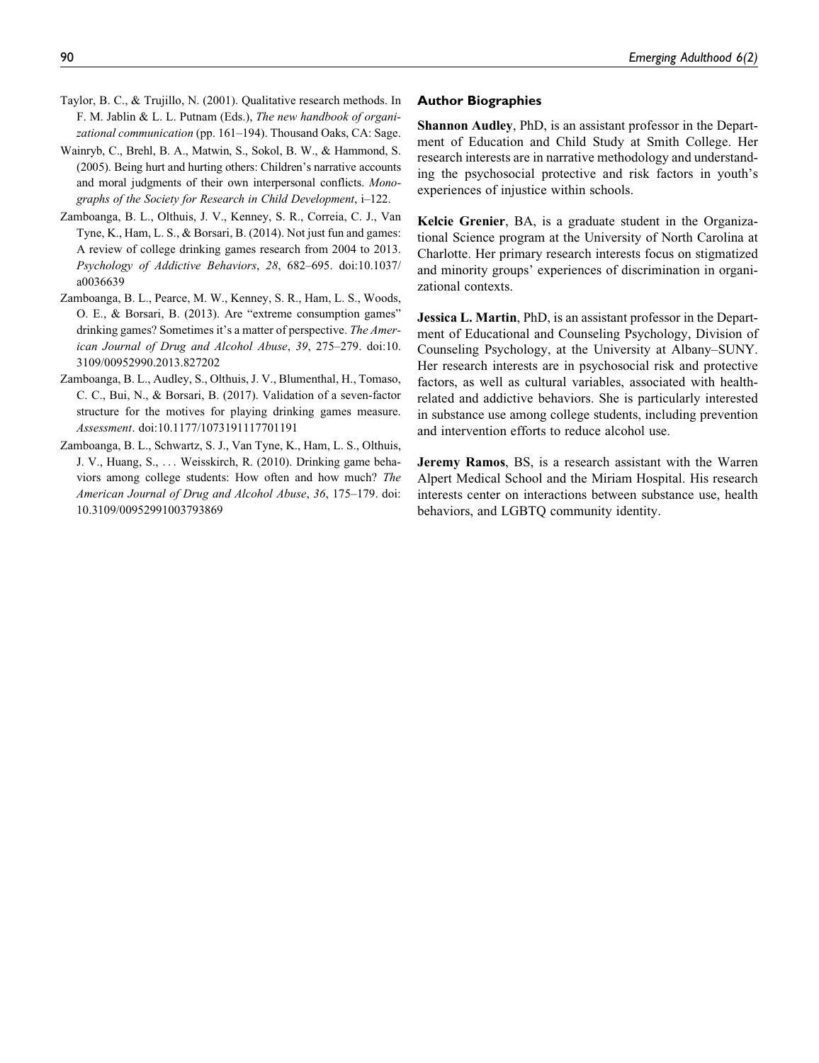Taylor, B. C., & Trujillo, N. (2001). Qualitative research methods. In F. M. Jablin & L. L. Putnam (Eds.), *The new handbook of organizational communication* (pp. 161–194). Thousand Oaks, CA: Sage.

Wainryb, C., Brehl, B. A., Matwin, S., Sokol, B. W., & Hammond, S. (2005). Being hurt and hurting others: Children's narrative accounts and moral judgments of their own interpersonal conflicts. *Monographs of the Society for Research in Child Development*, i–122.

Zamboanga, B. L., Olthuis, J. V., Kenney, S. R., Correia, C. J., Van Tyne, K., Ham, L. S., & Borsari, B. (2014). Not just fun and games: A review of college drinking games research from 2004 to 2013. *Psychology of Addictive Behaviors*, *28*, 682–695. doi:10.1037/a0036639

Zamboanga, B. L., Pearce, M. W., Kenney, S. R., Ham, L. S., Woods, O. E., & Borsari, B. (2013). Are "extreme consumption games" drinking games? Sometimes it's a matter of perspective. *The American Journal of Drug and Alcohol Abuse*, *39*, 275–279. doi:10.3109/00952990.2013.827202

Zamboanga, B. L., Audley, S., Olthuis, J. V., Blumenthal, H., Tomaso, C. C., Bui, N., & Borsari, B. (2017). Validation of a seven-factor structure for the motives for playing drinking games measure. *Assessment*. doi:10.1177/1073191117701191

Zamboanga, B. L., Schwartz, S. J., Van Tyne, K., Ham, L. S., Olthuis, J. V., Huang, S., . . . Weisskirch, R. (2010). Drinking game behaviors among college students: How often and how much? *The American Journal of Drug and Alcohol Abuse*, *36*, 175–179. doi:10.3109/00952991003793869

## Author Biographies

**Shannon Audley**, PhD, is an assistant professor in the Department of Education and Child Study at Smith College. Her research interests are in narrative methodology and understanding the psychosocial protective and risk factors in youth's experiences of injustice within schools.

**Kelcie Grenier**, BA, is a graduate student in the Organizational Science program at the University of North Carolina at Charlotte. Her primary research interests focus on stigmatized and minority groups' experiences of discrimination in organizational contexts.

**Jessica L. Martin**, PhD, is an assistant professor in the Department of Educational and Counseling Psychology, Division of Counseling Psychology, at the University at Albany–SUNY. Her research interests are in psychosocial risk and protective factors, as well as cultural variables, associated with health-related and addictive behaviors. She is particularly interested in substance use among college students, including prevention and intervention efforts to reduce alcohol use.

**Jeremy Ramos**, BS, is a research assistant with the Warren Alpert Medical School and the Miriam Hospital. His research interests center on interactions between substance use, health behaviors, and LGBTQ community identity.